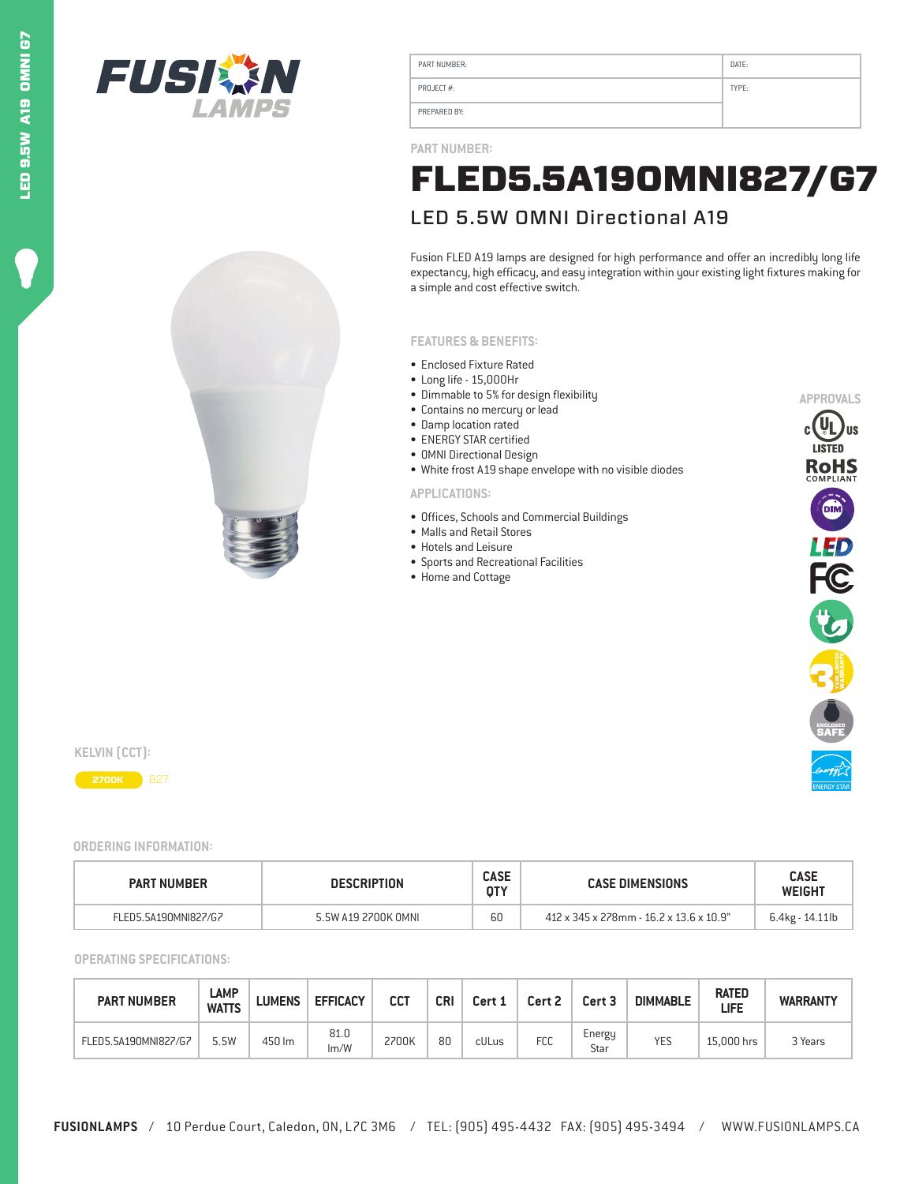# FUSION LAMPS

| PART NUMBER: | DATE: |
|---|---|
| PROJECT #: | TYPE: |
| PREPARED BY: | |

PART NUMBER:

# FLED5.5A19OMNI827/G7

## LED 5.5W OMNI Directional A19

Fusion FLED A19 lamps are designed for high performance and offer an incredibly long life expectancy, high efficacy, and easy integration within your existing light fixtures making for a simple and cost effective switch.

### FEATURES & BENEFITS:

- Enclosed Fixture Rated
- Long life - 15,000Hr
- Dimmable to 5% for design flexibility
- Contains no mercury or lead
- Damp location rated
- ENERGY STAR certified
- OMNI Directional Design
- White frost A19 shape envelope with no visible diodes

### APPLICATIONS:

- Offices, Schools and Commercial Buildings
- Malls and Retail Stores
- Hotels and Leisure
- Sports and Recreational Facilities
- Home and Cottage

### APPROVALS

cULus LISTED, RoHS COMPLIANT, DIM, LED, FC, 3 YEAR LIMITED WARRANTY, ENCLOSED SAFE, ENERGY STAR

### KELVIN (CCT):

2700K 827

### ORDERING INFORMATION:

| PART NUMBER | DESCRIPTION | CASE QTY | CASE DIMENSIONS | CASE WEIGHT |
|---|---|---|---|---|
| FLED5.5A19OMNI827/G7 | 5.5W A19 2700K OMNI | 60 | 412 x 345 x 278mm - 16.2 x 13.6 x 10.9" | 6.4kg - 14.11lb |

### OPERATING SPECIFICATIONS:

| PART NUMBER | LAMP WATTS | LUMENS | EFFICACY | CCT | CRI | Cert 1 | Cert 2 | Cert 3 | DIMMABLE | RATED LIFE | WARRANTY |
|---|---|---|---|---|---|---|---|---|---|---|---|
| FLED5.5A19OMNI827/G7 | 5.5W | 450 lm | 81.0 lm/W | 2700K | 80 | cULus | FCC | Energy Star | YES | 15,000 hrs | 3 Years |

**FUSIONLAMPS** / 10 Perdue Court, Caledon, ON, L7C 3M6 / TEL: (905) 495-4432 FAX: (905) 495-3494 / WWW.FUSIONLAMPS.CA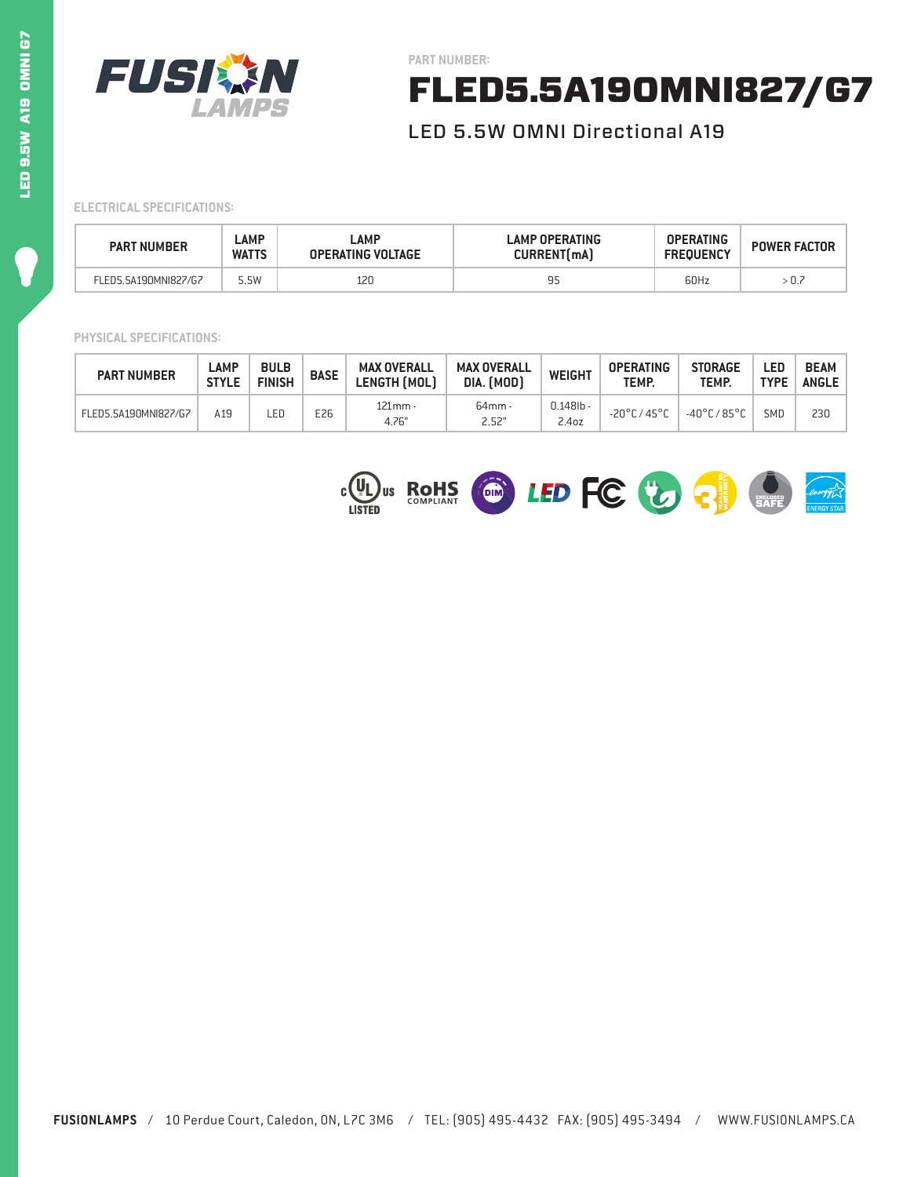PART NUMBER:

# FLED5.5A19OMNI827/G7

LED 5.5W OMNI Directional A19

ELECTRICAL SPECIFICATIONS:

| PART NUMBER | LAMP WATTS | LAMP OPERATING VOLTAGE | LAMP OPERATING CURRENT(mA) | OPERATING FREQUENCY | POWER FACTOR |
|---|---|---|---|---|---|
| FLED5.5A19OMNI827/G7 | 5.5W | 120 | 95 | 60Hz | > 0.7 |

PHYSICAL SPECIFICATIONS:

| PART NUMBER | LAMP STYLE | BULB FINISH | BASE | MAX OVERALL LENGTH (MOL) | MAX OVERALL DIA. (MOD) | WEIGHT | OPERATING TEMP. | STORAGE TEMP. | LED TYPE | BEAM ANGLE |
|---|---|---|---|---|---|---|---|---|---|---|
| FLED5.5A19OMNI827/G7 | A19 | LED | E26 | 121mm - 4.76" | 64mm - 2.52" | 0.148lb - 2.4oz | -20°C / 45°C | -40°C / 85°C | SMD | 230 |

c UL us LISTED · RoHS COMPLIANT · DIM · LED · FC · 3 YEAR LIMITED WARRANTY · ENCLOSED SAFE · ENERGY STAR

FUSIONLAMPS / 10 Perdue Court, Caledon, ON, L7C 3M6 / TEL: (905) 495-4432 FAX: (905) 495-3494 / WWW.FUSIONLAMPS.CA